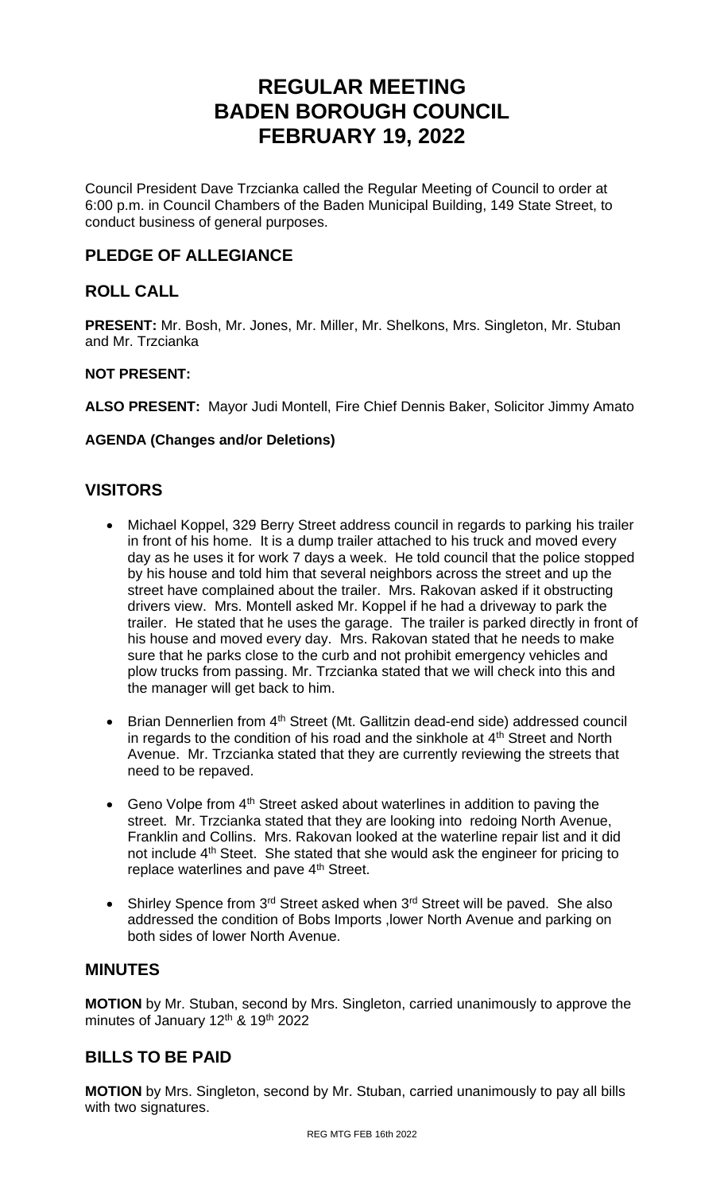# REGULAR MEETING
# BADEN BOROUGH COUNCIL
# FEBRUARY 19, 2022

Council President Dave Trzcianka called the Regular Meeting of Council to order at 6:00 p.m. in Council Chambers of the Baden Municipal Building, 149 State Street, to conduct business of general purposes.

## PLEDGE OF ALLEGIANCE

## ROLL CALL

**PRESENT:** Mr. Bosh, Mr. Jones, Mr. Miller, Mr. Shelkons, Mrs. Singleton, Mr. Stuban and Mr. Trzcianka

**NOT PRESENT:**

**ALSO PRESENT:** Mayor Judi Montell, Fire Chief Dennis Baker, Solicitor Jimmy Amato

**AGENDA (Changes and/or Deletions)**

## VISITORS

- Michael Koppel, 329 Berry Street address council in regards to parking his trailer in front of his home. It is a dump trailer attached to his truck and moved every day as he uses it for work 7 days a week. He told council that the police stopped by his house and told him that several neighbors across the street and up the street have complained about the trailer. Mrs. Rakovan asked if it obstructing drivers view. Mrs. Montell asked Mr. Koppel if he had a driveway to park the trailer. He stated that he uses the garage. The trailer is parked directly in front of his house and moved every day. Mrs. Rakovan stated that he needs to make sure that he parks close to the curb and not prohibit emergency vehicles and plow trucks from passing. Mr. Trzcianka stated that we will check into this and the manager will get back to him.
- Brian Dennerlien from 4th Street (Mt. Gallitzin dead-end side) addressed council in regards to the condition of his road and the sinkhole at 4th Street and North Avenue. Mr. Trzcianka stated that they are currently reviewing the streets that need to be repaved.
- Geno Volpe from 4th Street asked about waterlines in addition to paving the street. Mr. Trzcianka stated that they are looking into redoing North Avenue, Franklin and Collins. Mrs. Rakovan looked at the waterline repair list and it did not include 4th Steet. She stated that she would ask the engineer for pricing to replace waterlines and pave 4th Street.
- Shirley Spence from 3rd Street asked when 3rd Street will be paved. She also addressed the condition of Bobs Imports ,lower North Avenue and parking on both sides of lower North Avenue.

## MINUTES

**MOTION** by Mr. Stuban, second by Mrs. Singleton, carried unanimously to approve the minutes of January 12th & 19th 2022

## BILLS TO BE PAID

**MOTION** by Mrs. Singleton, second by Mr. Stuban, carried unanimously to pay all bills with two signatures.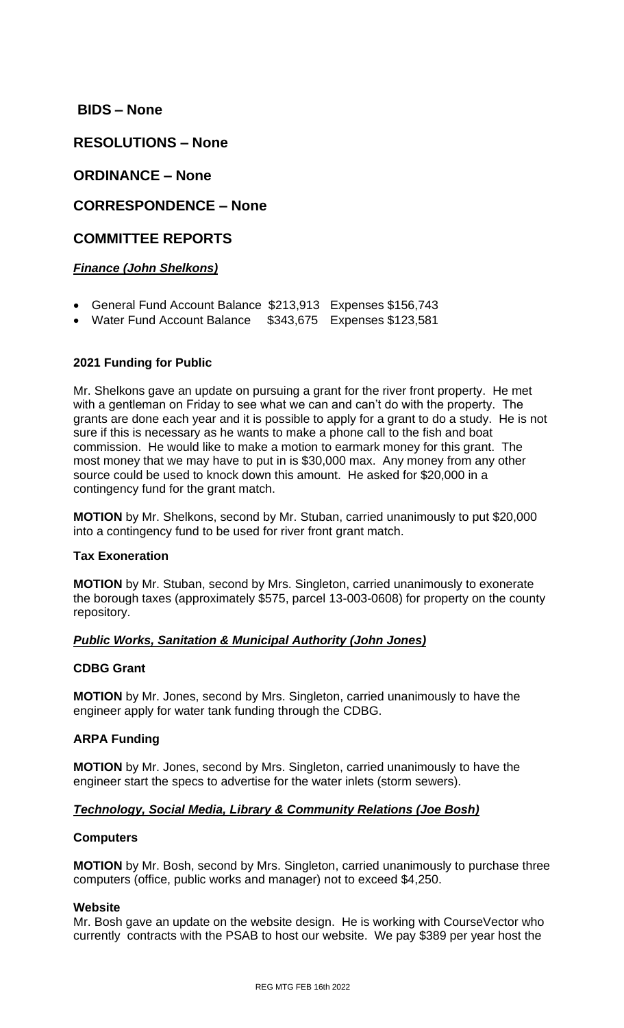## BIDS – None

## RESOLUTIONS – None

## ORDINANCE – None

## CORRESPONDENCE – None

## COMMITTEE REPORTS

### ***Finance (John Shelkons)***

- General Fund Account Balance $213,913 Expenses $156,743
- Water Fund Account Balance $343,675 Expenses $123,581

**2021 Funding for Public**

Mr. Shelkons gave an update on pursuing a grant for the river front property. He met with a gentleman on Friday to see what we can and can't do with the property. The grants are done each year and it is possible to apply for a grant to do a study. He is not sure if this is necessary as he wants to make a phone call to the fish and boat commission. He would like to make a motion to earmark money for this grant. The most money that we may have to put in is $30,000 max. Any money from any other source could be used to knock down this amount. He asked for $20,000 in a contingency fund for the grant match.

**MOTION** by Mr. Shelkons, second by Mr. Stuban, carried unanimously to put $20,000 into a contingency fund to be used for river front grant match.

**Tax Exoneration**

**MOTION** by Mr. Stuban, second by Mrs. Singleton, carried unanimously to exonerate the borough taxes (approximately $575, parcel 13-003-0608) for property on the county repository.

### ***Public Works, Sanitation & Municipal Authority (John Jones)***

**CDBG Grant**

**MOTION** by Mr. Jones, second by Mrs. Singleton, carried unanimously to have the engineer apply for water tank funding through the CDBG.

**ARPA Funding**

**MOTION** by Mr. Jones, second by Mrs. Singleton, carried unanimously to have the engineer start the specs to advertise for the water inlets (storm sewers).

### ***Technology, Social Media, Library & Community Relations (Joe Bosh)***

**Computers**

**MOTION** by Mr. Bosh, second by Mrs. Singleton, carried unanimously to purchase three computers (office, public works and manager) not to exceed $4,250.

**Website**

Mr. Bosh gave an update on the website design. He is working with CourseVector who currently contracts with the PSAB to host our website. We pay $389 per year host the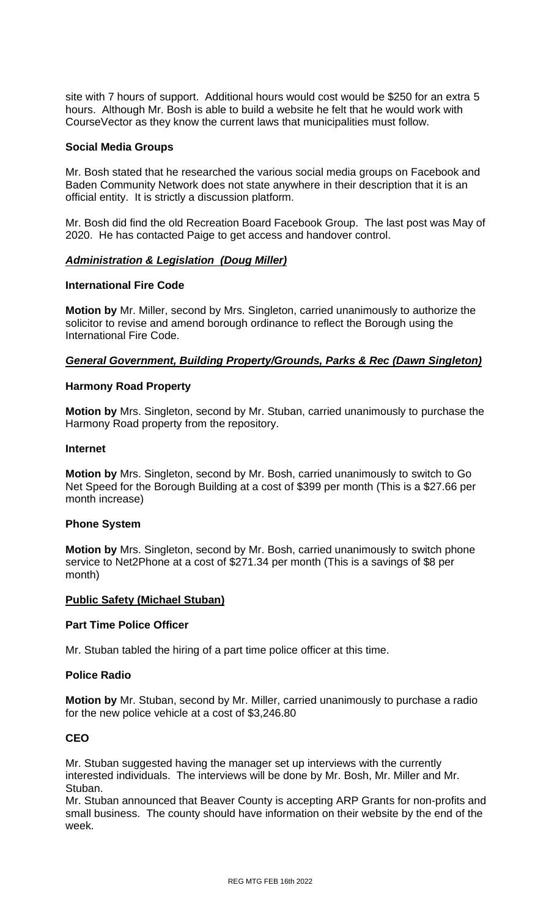site with 7 hours of support. Additional hours would cost would be $250 for an extra 5 hours. Although Mr. Bosh is able to build a website he felt that he would work with CourseVector as they know the current laws that municipalities must follow.

**Social Media Groups**

Mr. Bosh stated that he researched the various social media groups on Facebook and Baden Community Network does not state anywhere in their description that it is an official entity. It is strictly a discussion platform.

Mr. Bosh did find the old Recreation Board Facebook Group. The last post was May of 2020. He has contacted Paige to get access and handover control.

***Administration & Legislation (Doug Miller)***

**International Fire Code**

**Motion by** Mr. Miller, second by Mrs. Singleton, carried unanimously to authorize the solicitor to revise and amend borough ordinance to reflect the Borough using the International Fire Code.

***General Government, Building Property/Grounds, Parks & Rec (Dawn Singleton)***

**Harmony Road Property**

**Motion by** Mrs. Singleton, second by Mr. Stuban, carried unanimously to purchase the Harmony Road property from the repository.

**Internet**

**Motion by** Mrs. Singleton, second by Mr. Bosh, carried unanimously to switch to Go Net Speed for the Borough Building at a cost of $399 per month (This is a $27.66 per month increase)

**Phone System**

**Motion by** Mrs. Singleton, second by Mr. Bosh, carried unanimously to switch phone service to Net2Phone at a cost of $271.34 per month (This is a savings of $8 per month)

**Public Safety (Michael Stuban)**

**Part Time Police Officer**

Mr. Stuban tabled the hiring of a part time police officer at this time.

**Police Radio**

**Motion by** Mr. Stuban, second by Mr. Miller, carried unanimously to purchase a radio for the new police vehicle at a cost of $3,246.80

**CEO**

Mr. Stuban suggested having the manager set up interviews with the currently interested individuals. The interviews will be done by Mr. Bosh, Mr. Miller and Mr. Stuban.

Mr. Stuban announced that Beaver County is accepting ARP Grants for non-profits and small business. The county should have information on their website by the end of the week.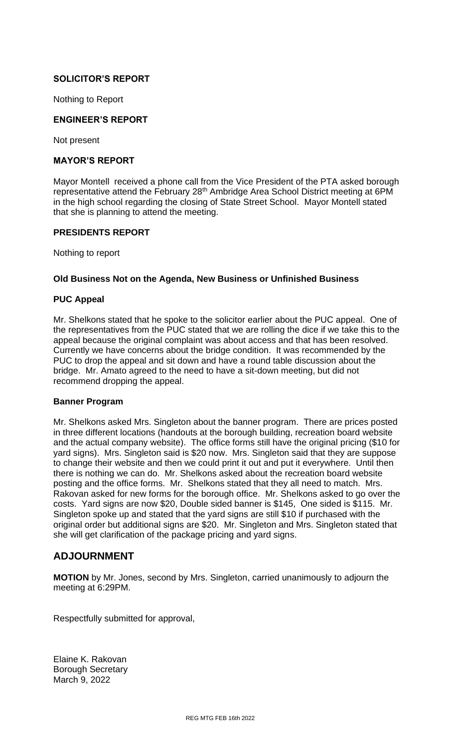**SOLICITOR'S REPORT**

Nothing to Report

**ENGINEER'S REPORT**

Not present

**MAYOR'S REPORT**

Mayor Montell received a phone call from the Vice President of the PTA asked borough representative attend the February 28th Ambridge Area School District meeting at 6PM in the high school regarding the closing of State Street School. Mayor Montell stated that she is planning to attend the meeting.

**PRESIDENTS REPORT**

Nothing to report

**Old Business Not on the Agenda, New Business or Unfinished Business**

**PUC Appeal**

Mr. Shelkons stated that he spoke to the solicitor earlier about the PUC appeal. One of the representatives from the PUC stated that we are rolling the dice if we take this to the appeal because the original complaint was about access and that has been resolved. Currently we have concerns about the bridge condition. It was recommended by the PUC to drop the appeal and sit down and have a round table discussion about the bridge. Mr. Amato agreed to the need to have a sit-down meeting, but did not recommend dropping the appeal.

**Banner Program**

Mr. Shelkons asked Mrs. Singleton about the banner program. There are prices posted in three different locations (handouts at the borough building, recreation board website and the actual company website). The office forms still have the original pricing ($10 for yard signs). Mrs. Singleton said is $20 now. Mrs. Singleton said that they are suppose to change their website and then we could print it out and put it everywhere. Until then there is nothing we can do. Mr. Shelkons asked about the recreation board website posting and the office forms. Mr. Shelkons stated that they all need to match. Mrs. Rakovan asked for new forms for the borough office. Mr. Shelkons asked to go over the costs. Yard signs are now $20, Double sided banner is $145, One sided is $115. Mr. Singleton spoke up and stated that the yard signs are still $10 if purchased with the original order but additional signs are $20. Mr. Singleton and Mrs. Singleton stated that she will get clarification of the package pricing and yard signs.

## ADJOURNMENT

**MOTION** by Mr. Jones, second by Mrs. Singleton, carried unanimously to adjourn the meeting at 6:29PM.

Respectfully submitted for approval,

Elaine K. Rakovan
Borough Secretary
March 9, 2022